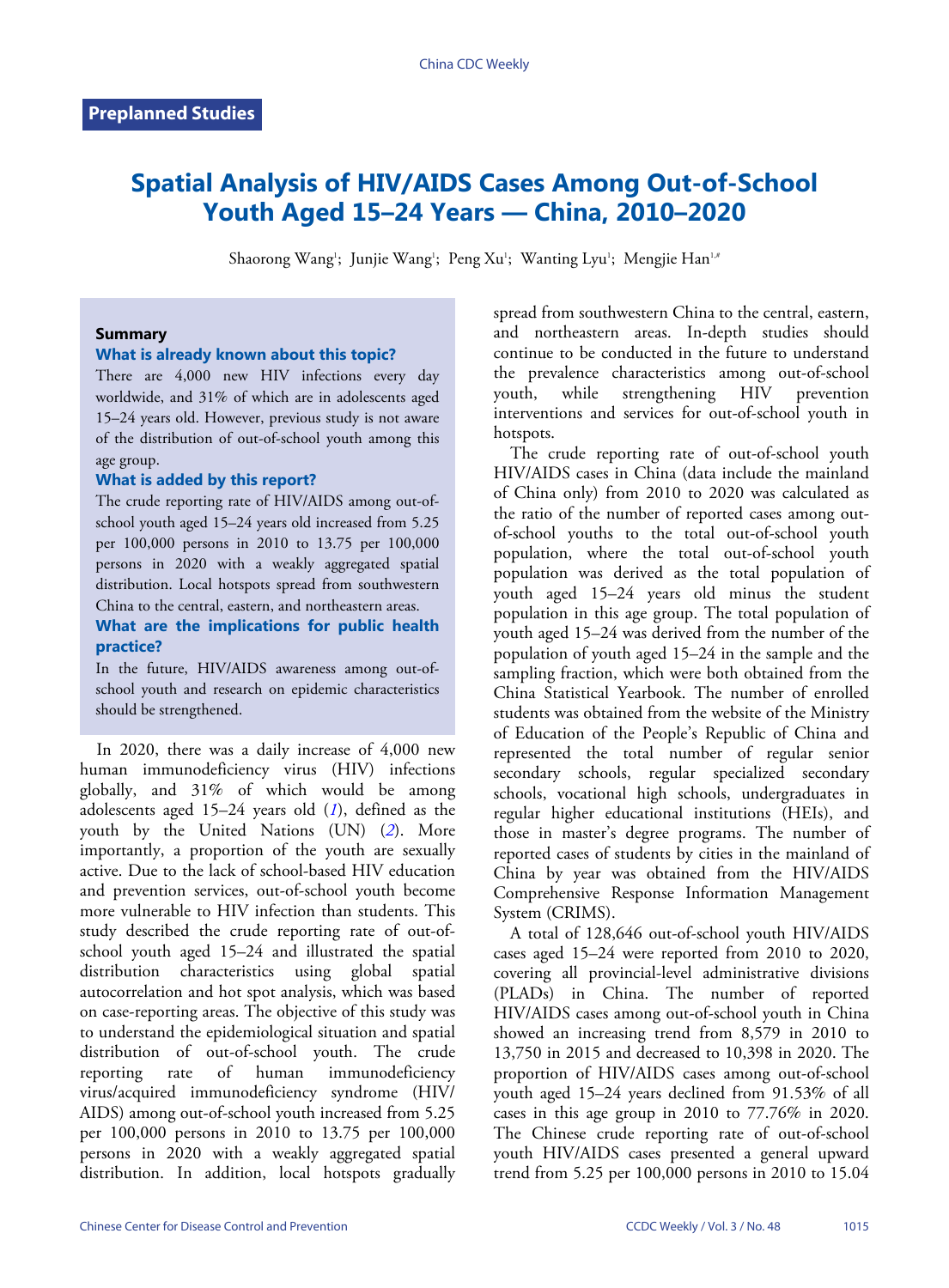Preplanned Studies

# Spatial Analysis of HIV/AIDS Cases Among Out-of-School Youth Aged 15–24 Years — China, 2010–2020

Shaorong Wang[1]; Junjie Wang[1]; Peng Xu[1]; Wanting Lyu[1]; Mengjie Han[1,#]

### Summary

**What is already known about this topic?**

There are 4,000 new HIV infections every day worldwide, and 31% of which are in adolescents aged 15–24 years old. However, previous study is not aware of the distribution of out-of-school youth among this age group.

**What is added by this report?**

The crude reporting rate of HIV/AIDS among out-of-school youth aged 15–24 years old increased from 5.25 per 100,000 persons in 2010 to 13.75 per 100,000 persons in 2020 with a weakly aggregated spatial distribution. Local hotspots spread from southwestern China to the central, eastern, and northeastern areas.

**What are the implications for public health practice?**

In the future, HIV/AIDS awareness among out-of-school youth and research on epidemic characteristics should be strengthened.

In 2020, there was a daily increase of 4,000 new human immunodeficiency virus (HIV) infections globally, and 31% of which would be among adolescents aged 15–24 years old (*1*), defined as the youth by the United Nations (UN) (*2*). More importantly, a proportion of the youth are sexually active. Due to the lack of school-based HIV education and prevention services, out-of-school youth become more vulnerable to HIV infection than students. This study described the crude reporting rate of out-of-school youth aged 15–24 and illustrated the spatial distribution characteristics using global spatial autocorrelation and hot spot analysis, which was based on case-reporting areas. The objective of this study was to understand the epidemiological situation and spatial distribution of out-of-school youth. The crude reporting rate of human immunodeficiency virus/acquired immunodeficiency syndrome (HIV/AIDS) among out-of-school youth increased from 5.25 per 100,000 persons in 2010 to 13.75 per 100,000 persons in 2020 with a weakly aggregated spatial distribution. In addition, local hotspots gradually spread from southwestern China to the central, eastern, and northeastern areas. In-depth studies should continue to be conducted in the future to understand the prevalence characteristics among out-of-school youth, while strengthening HIV prevention interventions and services for out-of-school youth in hotspots.

The crude reporting rate of out-of-school youth HIV/AIDS cases in China (data include the mainland of China only) from 2010 to 2020 was calculated as the ratio of the number of reported cases among out-of-school youths to the total out-of-school youth population, where the total out-of-school youth population was derived as the total population of youth aged 15–24 years old minus the student population in this age group. The total population of youth aged 15–24 was derived from the number of the population of youth aged 15–24 in the sample and the sampling fraction, which were both obtained from the China Statistical Yearbook. The number of enrolled students was obtained from the website of the Ministry of Education of the People's Republic of China and represented the total number of regular senior secondary schools, regular specialized secondary schools, vocational high schools, undergraduates in regular higher educational institutions (HEIs), and those in master's degree programs. The number of reported cases of students by cities in the mainland of China by year was obtained from the HIV/AIDS Comprehensive Response Information Management System (CRIMS).

A total of 128,646 out-of-school youth HIV/AIDS cases aged 15–24 were reported from 2010 to 2020, covering all provincial-level administrative divisions (PLADs) in China. The number of reported HIV/AIDS cases among out-of-school youth in China showed an increasing trend from 8,579 in 2010 to 13,750 in 2015 and decreased to 10,398 in 2020. The proportion of HIV/AIDS cases among out-of-school youth aged 15–24 years declined from 91.53% of all cases in this age group in 2010 to 77.76% in 2020. The Chinese crude reporting rate of out-of-school youth HIV/AIDS cases presented a general upward trend from 5.25 per 100,000 persons in 2010 to 15.04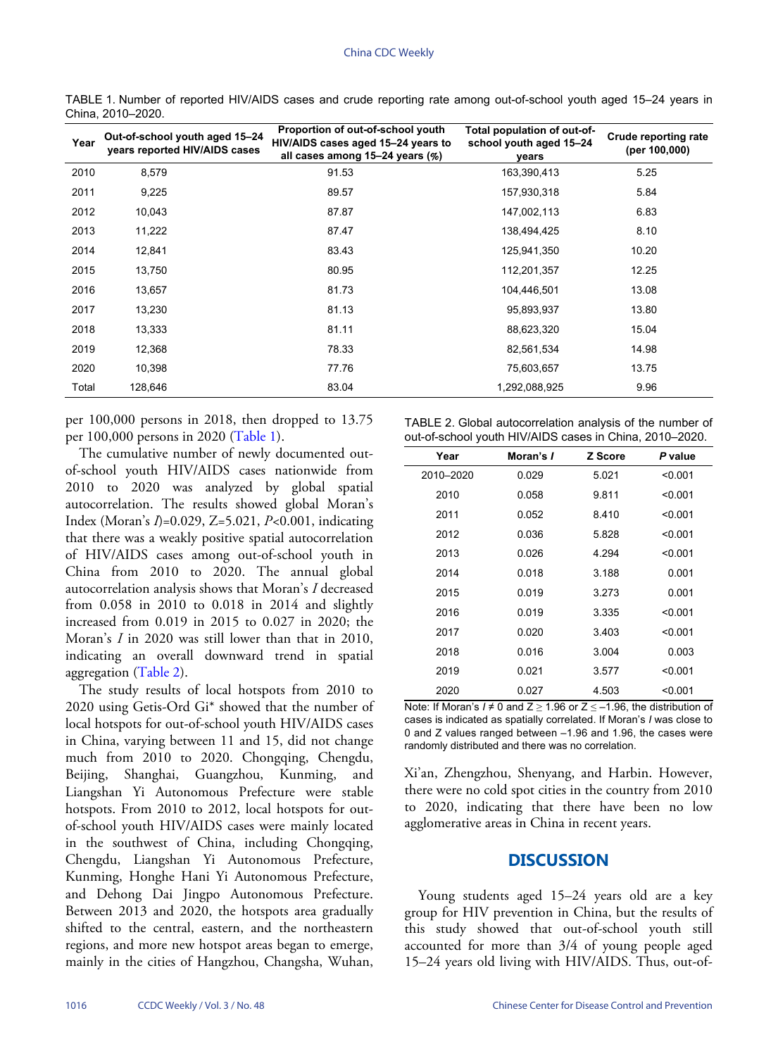TABLE 1. Number of reported HIV/AIDS cases and crude reporting rate among out-of-school youth aged 15–24 years in China, 2010–2020.

| Year | Out-of-school youth aged 15–24 years reported HIV/AIDS cases | Proportion of out-of-school youth HIV/AIDS cases aged 15–24 years to all cases among 15–24 years (%) | Total population of out-of-school youth aged 15–24 years | Crude reporting rate (per 100,000) |
|---|---|---|---|---|
| 2010 | 8,579 | 91.53 | 163,390,413 | 5.25 |
| 2011 | 9,225 | 89.57 | 157,930,318 | 5.84 |
| 2012 | 10,043 | 87.87 | 147,002,113 | 6.83 |
| 2013 | 11,222 | 87.47 | 138,494,425 | 8.10 |
| 2014 | 12,841 | 83.43 | 125,941,350 | 10.20 |
| 2015 | 13,750 | 80.95 | 112,201,357 | 12.25 |
| 2016 | 13,657 | 81.73 | 104,446,501 | 13.08 |
| 2017 | 13,230 | 81.13 | 95,893,937 | 13.80 |
| 2018 | 13,333 | 81.11 | 88,623,320 | 15.04 |
| 2019 | 12,368 | 78.33 | 82,561,534 | 14.98 |
| 2020 | 10,398 | 77.76 | 75,603,657 | 13.75 |
| Total | 128,646 | 83.04 | 1,292,088,925 | 9.96 |

per 100,000 persons in 2018, then dropped to 13.75 per 100,000 persons in 2020 (Table 1).

The cumulative number of newly documented out-of-school youth HIV/AIDS cases nationwide from 2010 to 2020 was analyzed by global spatial autocorrelation. The results showed global Moran's Index (Moran's *I*)=0.029, Z=5.021, *P*<0.001, indicating that there was a weakly positive spatial autocorrelation of HIV/AIDS cases among out-of-school youth in China from 2010 to 2020. The annual global autocorrelation analysis shows that Moran's *I* decreased from 0.058 in 2010 to 0.018 in 2014 and slightly increased from 0.019 in 2015 to 0.027 in 2020; the Moran's *I* in 2020 was still lower than that in 2010, indicating an overall downward trend in spatial aggregation (Table 2).

The study results of local hotspots from 2010 to 2020 using Getis-Ord Gi* showed that the number of local hotspots for out-of-school youth HIV/AIDS cases in China, varying between 11 and 15, did not change much from 2010 to 2020. Chongqing, Chengdu, Beijing, Shanghai, Guangzhou, Kunming, and Liangshan Yi Autonomous Prefecture were stable hotspots. From 2010 to 2012, local hotspots for out-of-school youth HIV/AIDS cases were mainly located in the southwest of China, including Chongqing, Chengdu, Liangshan Yi Autonomous Prefecture, Kunming, Honghe Hani Yi Autonomous Prefecture, and Dehong Dai Jingpo Autonomous Prefecture. Between 2013 and 2020, the hotspots area gradually shifted to the central, eastern, and the northeastern regions, and more new hotspot areas began to emerge, mainly in the cities of Hangzhou, Changsha, Wuhan, Xi'an, Zhengzhou, Shenyang, and Harbin. However, there were no cold spot cities in the country from 2010 to 2020, indicating that there have been no low agglomerative areas in China in recent years.

TABLE 2. Global autocorrelation analysis of the number of out-of-school youth HIV/AIDS cases in China, 2010–2020.

| Year | Moran's *I* | Z Score | *P* value |
|---|---|---|---|
| 2010–2020 | 0.029 | 5.021 | <0.001 |
| 2010 | 0.058 | 9.811 | <0.001 |
| 2011 | 0.052 | 8.410 | <0.001 |
| 2012 | 0.036 | 5.828 | <0.001 |
| 2013 | 0.026 | 4.294 | <0.001 |
| 2014 | 0.018 | 3.188 | 0.001 |
| 2015 | 0.019 | 3.273 | 0.001 |
| 2016 | 0.019 | 3.335 | <0.001 |
| 2017 | 0.020 | 3.403 | <0.001 |
| 2018 | 0.016 | 3.004 | 0.003 |
| 2019 | 0.021 | 3.577 | <0.001 |
| 2020 | 0.027 | 4.503 | <0.001 |

Note: If Moran's $I \neq 0$ and $Z \geq 1.96$ or $Z \leq -1.96$, the distribution of cases is indicated as spatially correlated. If Moran's *I* was close to 0 and Z values ranged between –1.96 and 1.96, the cases were randomly distributed and there was no correlation.

## DISCUSSION

Young students aged 15–24 years old are a key group for HIV prevention in China, but the results of this study showed that out-of-school youth still accounted for more than 3/4 of young people aged 15–24 years old living with HIV/AIDS. Thus, out-of-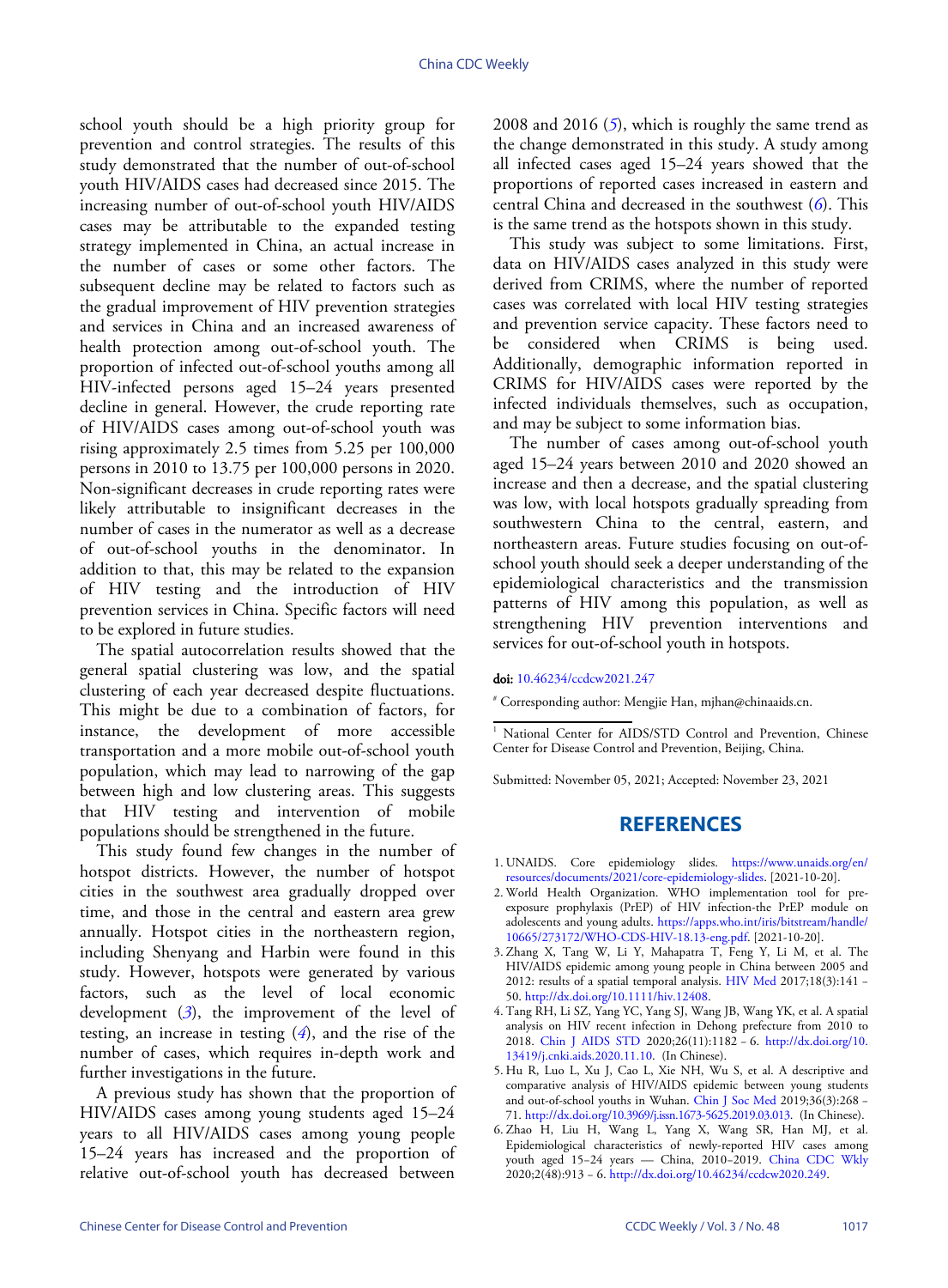school youth should be a high priority group for prevention and control strategies. The results of this study demonstrated that the number of out-of-school youth HIV/AIDS cases had decreased since 2015. The increasing number of out-of-school youth HIV/AIDS cases may be attributable to the expanded testing strategy implemented in China, an actual increase in the number of cases or some other factors. The subsequent decline may be related to factors such as the gradual improvement of HIV prevention strategies and services in China and an increased awareness of health protection among out-of-school youth. The proportion of infected out-of-school youths among all HIV-infected persons aged 15–24 years presented decline in general. However, the crude reporting rate of HIV/AIDS cases among out-of-school youth was rising approximately 2.5 times from 5.25 per 100,000 persons in 2010 to 13.75 per 100,000 persons in 2020. Non-significant decreases in crude reporting rates were likely attributable to insignificant decreases in the number of cases in the numerator as well as a decrease of out-of-school youths in the denominator. In addition to that, this may be related to the expansion of HIV testing and the introduction of HIV prevention services in China. Specific factors will need to be explored in future studies.

The spatial autocorrelation results showed that the general spatial clustering was low, and the spatial clustering of each year decreased despite fluctuations. This might be due to a combination of factors, for instance, the development of more accessible transportation and a more mobile out-of-school youth population, which may lead to narrowing of the gap between high and low clustering areas. This suggests that HIV testing and intervention of mobile populations should be strengthened in the future.

This study found few changes in the number of hotspot districts. However, the number of hotspot cities in the southwest area gradually dropped over time, and those in the central and eastern area grew annually. Hotspot cities in the northeastern region, including Shenyang and Harbin were found in this study. However, hotspots were generated by various factors, such as the level of local economic development (*3*), the improvement of the level of testing, an increase in testing (*4*), and the rise of the number of cases, which requires in-depth work and further investigations in the future.

A previous study has shown that the proportion of HIV/AIDS cases among young students aged 15–24 years to all HIV/AIDS cases among young people 15–24 years has increased and the proportion of relative out-of-school youth has decreased between 2008 and 2016 (*5*), which is roughly the same trend as the change demonstrated in this study. A study among all infected cases aged 15–24 years showed that the proportions of reported cases increased in eastern and central China and decreased in the southwest (*6*). This is the same trend as the hotspots shown in this study.

This study was subject to some limitations. First, data on HIV/AIDS cases analyzed in this study were derived from CRIMS, where the number of reported cases was correlated with local HIV testing strategies and prevention service capacity. These factors need to be considered when CRIMS is being used. Additionally, demographic information reported in CRIMS for HIV/AIDS cases were reported by the infected individuals themselves, such as occupation, and may be subject to some information bias.

The number of cases among out-of-school youth aged 15–24 years between 2010 and 2020 showed an increase and then a decrease, and the spatial clustering was low, with local hotspots gradually spreading from southwestern China to the central, eastern, and northeastern areas. Future studies focusing on out-of-school youth should seek a deeper understanding of the epidemiological characteristics and the transmission patterns of HIV among this population, as well as strengthening HIV prevention interventions and services for out-of-school youth in hotspots.

**doi:** 10.46234/ccdcw2021.247

[#] Corresponding author: Mengjie Han, mjhan@chinaaids.cn.

[1] National Center for AIDS/STD Control and Prevention, Chinese Center for Disease Control and Prevention, Beijing, China.

Submitted: November 05, 2021; Accepted: November 23, 2021

## REFERENCES

1. UNAIDS. Core epidemiology slides. https://www.unaids.org/en/resources/documents/2021/core-epidemiology-slides. [2021-10-20].
2. World Health Organization. WHO implementation tool for pre-exposure prophylaxis (PrEP) of HIV infection-the PrEP module on adolescents and young adults. https://apps.who.int/iris/bitstream/handle/10665/273172/WHO-CDS-HIV-18.13-eng.pdf. [2021-10-20].
3. Zhang X, Tang W, Li Y, Mahapatra T, Feng Y, Li M, et al. The HIV/AIDS epidemic among young people in China between 2005 and 2012: results of a spatial temporal analysis. HIV Med 2017;18(3):141 – 50. http://dx.doi.org/10.1111/hiv.12408.
4. Tang RH, Li SZ, Yang YC, Yang SJ, Wang JB, Wang YK, et al. A spatial analysis on HIV recent infection in Dehong prefecture from 2010 to 2018. Chin J AIDS STD 2020;26(11):1182 – 6. http://dx.doi.org/10.13419/j.cnki.aids.2020.11.10. (In Chinese).
5. Hu R, Luo L, Xu J, Cao L, Xie NH, Wu S, et al. A descriptive and comparative analysis of HIV/AIDS epidemic between young students and out-of-school youths in Wuhan. Chin J Soc Med 2019;36(3):268 – 71. http://dx.doi.org/10.3969/j.issn.1673-5625.2019.03.013. (In Chinese).
6. Zhao H, Liu H, Wang L, Yang X, Wang SR, Han MJ, et al. Epidemiological characteristics of newly-reported HIV cases among youth aged 15–24 years — China, 2010–2019. China CDC Wkly 2020;2(48):913 – 6. http://dx.doi.org/10.46234/ccdcw2020.249.